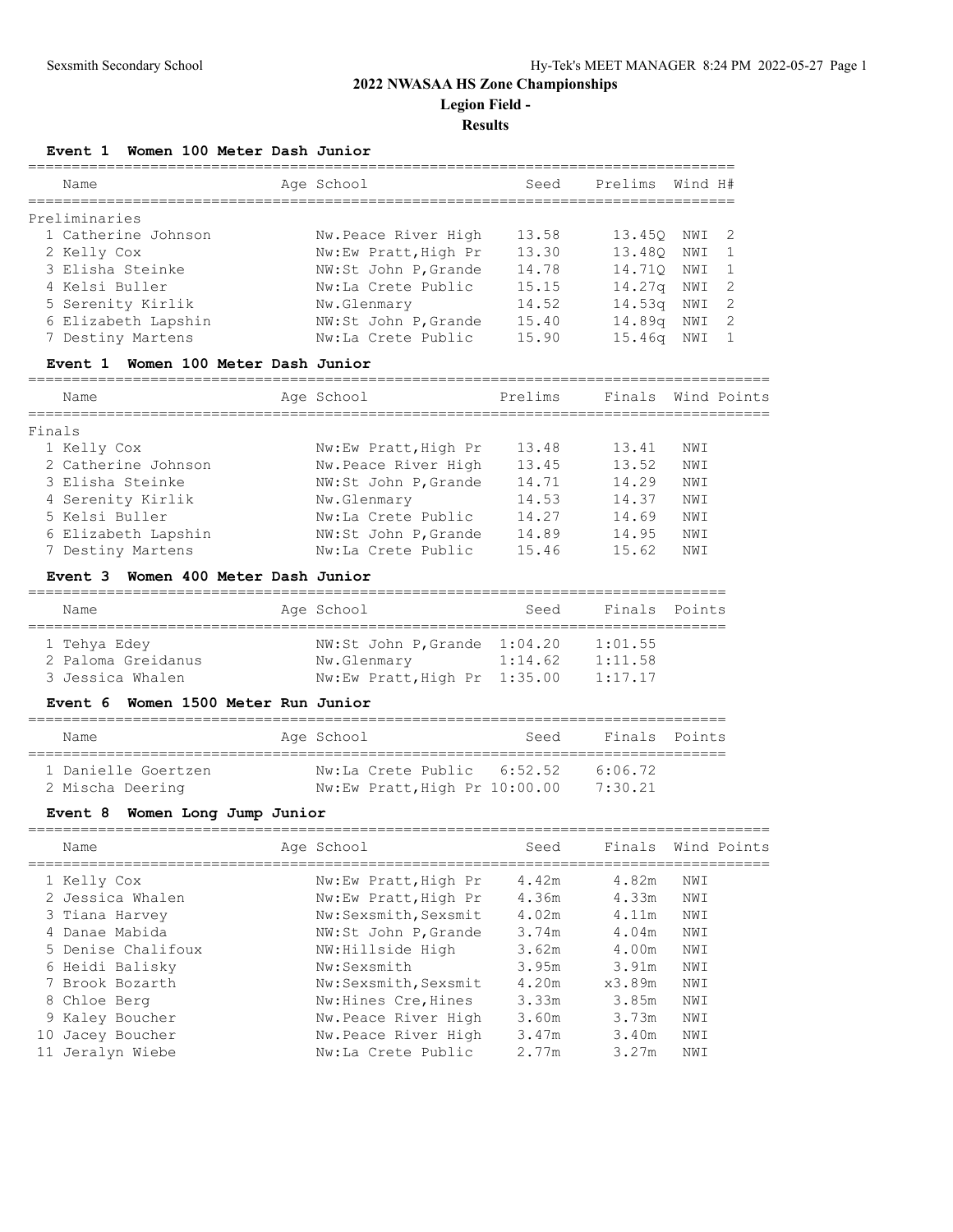# 2022 NWASAA HS Zone Championships

## Legion Field -

### Results

**Event 1 Women 100 Meter Dash Junior**

| | Name | Age | School | Seed | Prelims | Wind | H# |
|---|---|---|---|---|---|---|---|
| **Preliminaries** | | | | | | | |
| 1 | Catherine Johnson | | Nw.Peace River High | 13.58 | 13.45Q | NWI | 2 |
| 2 | Kelly Cox | | Nw:Ew Pratt,High Pr | 13.30 | 13.48Q | NWI | 1 |
| 3 | Elisha Steinke | | NW:St John P,Grande | 14.78 | 14.71Q | NWI | 1 |
| 4 | Kelsi Buller | | Nw:La Crete Public | 15.15 | 14.27q | NWI | 2 |
| 5 | Serenity Kirlik | | Nw.Glenmary | 14.52 | 14.53q | NWI | 2 |
| 6 | Elizabeth Lapshin | | NW:St John P,Grande | 15.40 | 14.89q | NWI | 2 |
| 7 | Destiny Martens | | Nw:La Crete Public | 15.90 | 15.46q | NWI | 1 |

**Event 1 Women 100 Meter Dash Junior**

| | Name | Age | School | Prelims | Finals | Wind | Points |
|---|---|---|---|---|---|---|---|
| **Finals** | | | | | | | |
| 1 | Kelly Cox | | Nw:Ew Pratt,High Pr | 13.48 | 13.41 | NWI | |
| 2 | Catherine Johnson | | Nw.Peace River High | 13.45 | 13.52 | NWI | |
| 3 | Elisha Steinke | | NW:St John P,Grande | 14.71 | 14.29 | NWI | |
| 4 | Serenity Kirlik | | Nw.Glenmary | 14.53 | 14.37 | NWI | |
| 5 | Kelsi Buller | | Nw:La Crete Public | 14.27 | 14.69 | NWI | |
| 6 | Elizabeth Lapshin | | NW:St John P,Grande | 14.89 | 14.95 | NWI | |
| 7 | Destiny Martens | | Nw:La Crete Public | 15.46 | 15.62 | NWI | |

**Event 3 Women 400 Meter Dash Junior**

| | Name | Age | School | Seed | Finals | Points |
|---|---|---|---|---|---|---|
| 1 | Tehya Edey | | NW:St John P,Grande | 1:04.20 | 1:01.55 | |
| 2 | Paloma Greidanus | | Nw.Glenmary | 1:14.62 | 1:11.58 | |
| 3 | Jessica Whalen | | Nw:Ew Pratt,High Pr | 1:35.00 | 1:17.17 | |

**Event 6 Women 1500 Meter Run Junior**

| | Name | Age | School | Seed | Finals | Points |
|---|---|---|---|---|---|---|
| 1 | Danielle Goertzen | | Nw:La Crete Public | 6:52.52 | 6:06.72 | |
| 2 | Mischa Deering | | Nw:Ew Pratt,High Pr | 10:00.00 | 7:30.21 | |

**Event 8 Women Long Jump Junior**

| | Name | Age | School | Seed | Finals | Wind | Points |
|---|---|---|---|---|---|---|---|
| 1 | Kelly Cox | | Nw:Ew Pratt,High Pr | 4.42m | 4.82m | NWI | |
| 2 | Jessica Whalen | | Nw:Ew Pratt,High Pr | 4.36m | 4.33m | NWI | |
| 3 | Tiana Harvey | | Nw:Sexsmith,Sexsmit | 4.02m | 4.11m | NWI | |
| 4 | Danae Mabida | | NW:St John P,Grande | 3.74m | 4.04m | NWI | |
| 5 | Denise Chalifoux | | NW:Hillside High | 3.62m | 4.00m | NWI | |
| 6 | Heidi Balisky | | Nw:Sexsmith | 3.95m | 3.91m | NWI | |
| 7 | Brook Bozarth | | Nw:Sexsmith,Sexsmit | 4.20m | x3.89m | NWI | |
| 8 | Chloe Berg | | Nw:Hines Cre,Hines | 3.33m | 3.85m | NWI | |
| 9 | Kaley Boucher | | Nw.Peace River High | 3.60m | 3.73m | NWI | |
| 10 | Jacey Boucher | | Nw.Peace River High | 3.47m | 3.40m | NWI | |
| 11 | Jeralyn Wiebe | | Nw:La Crete Public | 2.77m | 3.27m | NWI | |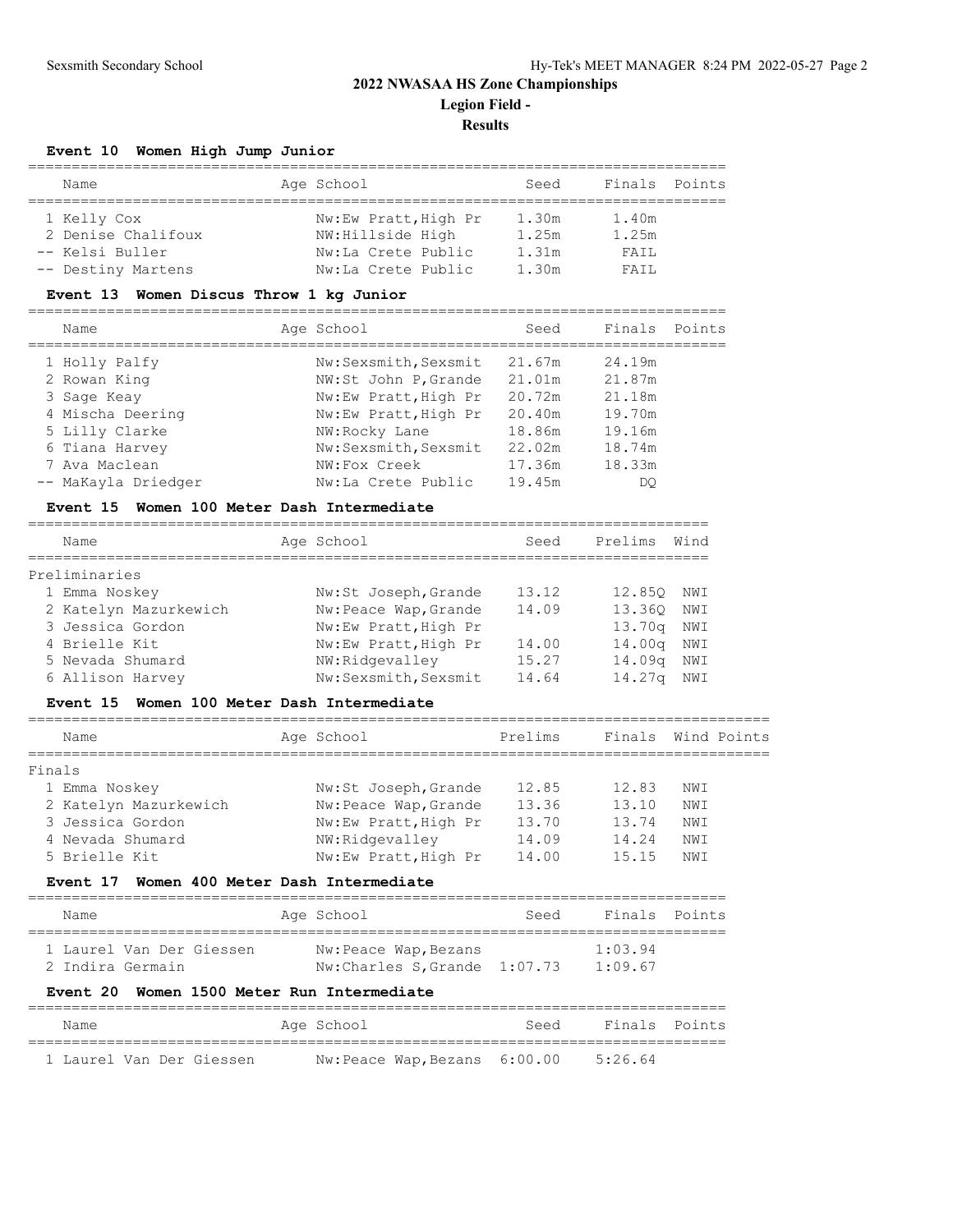# 2022 NWASAA HS Zone Championships

## Legion Field -

## Results

### Event 10 Women High Jump Junior

| | Name | Age | School | Seed | Finals | Points |
|---|---|---|---|---|---|---|
| 1 | Kelly Cox | | Nw:Ew Pratt,High Pr | 1.30m | 1.40m | |
| 2 | Denise Chalifoux | | NW:Hillside High | 1.25m | 1.25m | |
| -- | Kelsi Buller | | Nw:La Crete Public | 1.31m | FAIL | |
| -- | Destiny Martens | | Nw:La Crete Public | 1.30m | FAIL | |

### Event 13 Women Discus Throw 1 kg Junior

| | Name | Age | School | Seed | Finals | Points |
|---|---|---|---|---|---|---|
| 1 | Holly Palfy | | Nw:Sexsmith,Sexsmit | 21.67m | 24.19m | |
| 2 | Rowan King | | NW:St John P,Grande | 21.01m | 21.87m | |
| 3 | Sage Keay | | Nw:Ew Pratt,High Pr | 20.72m | 21.18m | |
| 4 | Mischa Deering | | Nw:Ew Pratt,High Pr | 20.40m | 19.70m | |
| 5 | Lilly Clarke | | NW:Rocky Lane | 18.86m | 19.16m | |
| 6 | Tiana Harvey | | Nw:Sexsmith,Sexsmit | 22.02m | 18.74m | |
| 7 | Ava Maclean | | NW:Fox Creek | 17.36m | 18.33m | |
| -- | MaKayla Driedger | | Nw:La Crete Public | 19.45m | DQ | |

### Event 15 Women 100 Meter Dash Intermediate

Preliminaries

| | Name | Age | School | Seed | Prelims | Wind |
|---|---|---|---|---|---|---|
| 1 | Emma Noskey | | Nw:St Joseph,Grande | 13.12 | 12.85Q | NWI |
| 2 | Katelyn Mazurkewich | | Nw:Peace Wap,Grande | 14.09 | 13.36Q | NWI |
| 3 | Jessica Gordon | | Nw:Ew Pratt,High Pr | | 13.70q | NWI |
| 4 | Brielle Kit | | Nw:Ew Pratt,High Pr | 14.00 | 14.00q | NWI |
| 5 | Nevada Shumard | | NW:Ridgevalley | 15.27 | 14.09q | NWI |
| 6 | Allison Harvey | | Nw:Sexsmith,Sexsmit | 14.64 | 14.27q | NWI |

### Event 15 Women 100 Meter Dash Intermediate

Finals

| | Name | Age | School | Prelims | Finals | Wind | Points |
|---|---|---|---|---|---|---|---|
| 1 | Emma Noskey | | Nw:St Joseph,Grande | 12.85 | 12.83 | NWI | |
| 2 | Katelyn Mazurkewich | | Nw:Peace Wap,Grande | 13.36 | 13.10 | NWI | |
| 3 | Jessica Gordon | | Nw:Ew Pratt,High Pr | 13.70 | 13.74 | NWI | |
| 4 | Nevada Shumard | | NW:Ridgevalley | 14.09 | 14.24 | NWI | |
| 5 | Brielle Kit | | Nw:Ew Pratt,High Pr | 14.00 | 15.15 | NWI | |

### Event 17 Women 400 Meter Dash Intermediate

| | Name | Age | School | Seed | Finals | Points |
|---|---|---|---|---|---|---|
| 1 | Laurel Van Der Giessen | | Nw:Peace Wap,Bezans | | 1:03.94 | |
| 2 | Indira Germain | | Nw:Charles S,Grande | 1:07.73 | 1:09.67 | |

### Event 20 Women 1500 Meter Run Intermediate

| | Name | Age | School | Seed | Finals | Points |
|---|---|---|---|---|---|---|
| 1 | Laurel Van Der Giessen | | Nw:Peace Wap,Bezans | 6:00.00 | 5:26.64 | |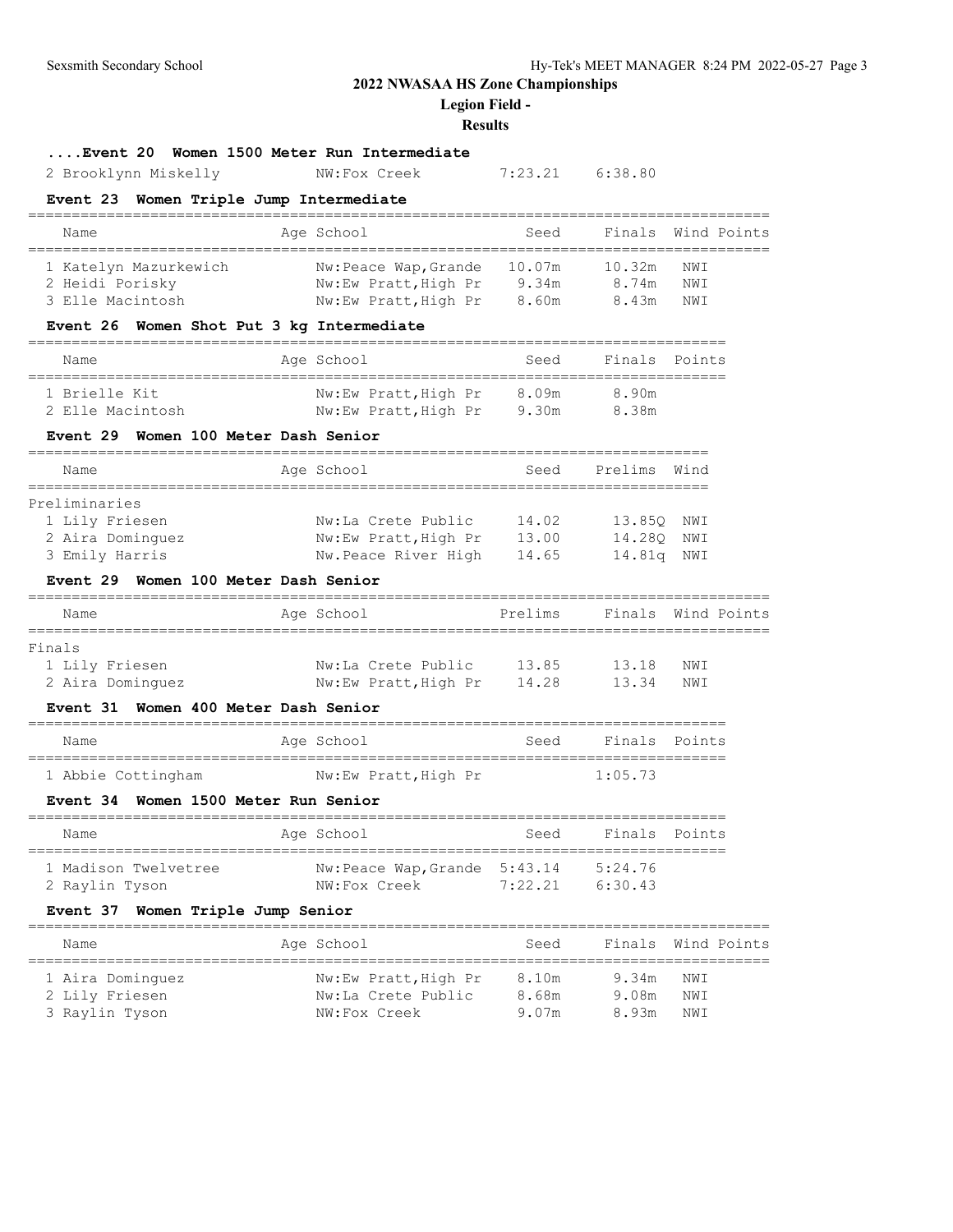# 2022 NWASAA HS Zone Championships

## Legion Field -

### Results

#### ....Event 20 Women 1500 Meter Run Intermediate

| Name | Age | School | Seed | Finals | Points |
|---|---|---|---|---|---|
| 2 Brooklynn Miskelly | | NW:Fox Creek | 7:23.21 | 6:38.80 | |

#### Event 23 Women Triple Jump Intermediate

| Name | Age | School | Seed | Finals | Wind | Points |
|---|---|---|---|---|---|---|
| 1 Katelyn Mazurkewich | | Nw:Peace Wap,Grande | 10.07m | 10.32m | NWI | |
| 2 Heidi Porisky | | Nw:Ew Pratt,High Pr | 9.34m | 8.74m | NWI | |
| 3 Elle Macintosh | | Nw:Ew Pratt,High Pr | 8.60m | 8.43m | NWI | |

#### Event 26 Women Shot Put 3 kg Intermediate

| Name | Age | School | Seed | Finals | Points |
|---|---|---|---|---|---|
| 1 Brielle Kit | | Nw:Ew Pratt,High Pr | 8.09m | 8.90m | |
| 2 Elle Macintosh | | Nw:Ew Pratt,High Pr | 9.30m | 8.38m | |

#### Event 29 Women 100 Meter Dash Senior

| Name | Age | School | Seed | Prelims | Wind |
|---|---|---|---|---|---|
| Preliminaries | | | | | |
| 1 Lily Friesen | | Nw:La Crete Public | 14.02 | 13.85Q | NWI |
| 2 Aira Dominguez | | Nw:Ew Pratt,High Pr | 13.00 | 14.28Q | NWI |
| 3 Emily Harris | | Nw.Peace River High | 14.65 | 14.81q | NWI |

#### Event 29 Women 100 Meter Dash Senior

| Name | Age | School | Prelims | Finals | Wind | Points |
|---|---|---|---|---|---|---|
| Finals | | | | | | |
| 1 Lily Friesen | | Nw:La Crete Public | 13.85 | 13.18 | NWI | |
| 2 Aira Dominguez | | Nw:Ew Pratt,High Pr | 14.28 | 13.34 | NWI | |

#### Event 31 Women 400 Meter Dash Senior

| Name | Age | School | Seed | Finals | Points |
|---|---|---|---|---|---|
| 1 Abbie Cottingham | | Nw:Ew Pratt,High Pr | | 1:05.73 | |

#### Event 34 Women 1500 Meter Run Senior

| Name | Age | School | Seed | Finals | Points |
|---|---|---|---|---|---|
| 1 Madison Twelvetree | | Nw:Peace Wap,Grande | 5:43.14 | 5:24.76 | |
| 2 Raylin Tyson | | NW:Fox Creek | 7:22.21 | 6:30.43 | |

#### Event 37 Women Triple Jump Senior

| Name | Age | School | Seed | Finals | Wind | Points |
|---|---|---|---|---|---|---|
| 1 Aira Dominguez | | Nw:Ew Pratt,High Pr | 8.10m | 9.34m | NWI | |
| 2 Lily Friesen | | Nw:La Crete Public | 8.68m | 9.08m | NWI | |
| 3 Raylin Tyson | | NW:Fox Creek | 9.07m | 8.93m | NWI | |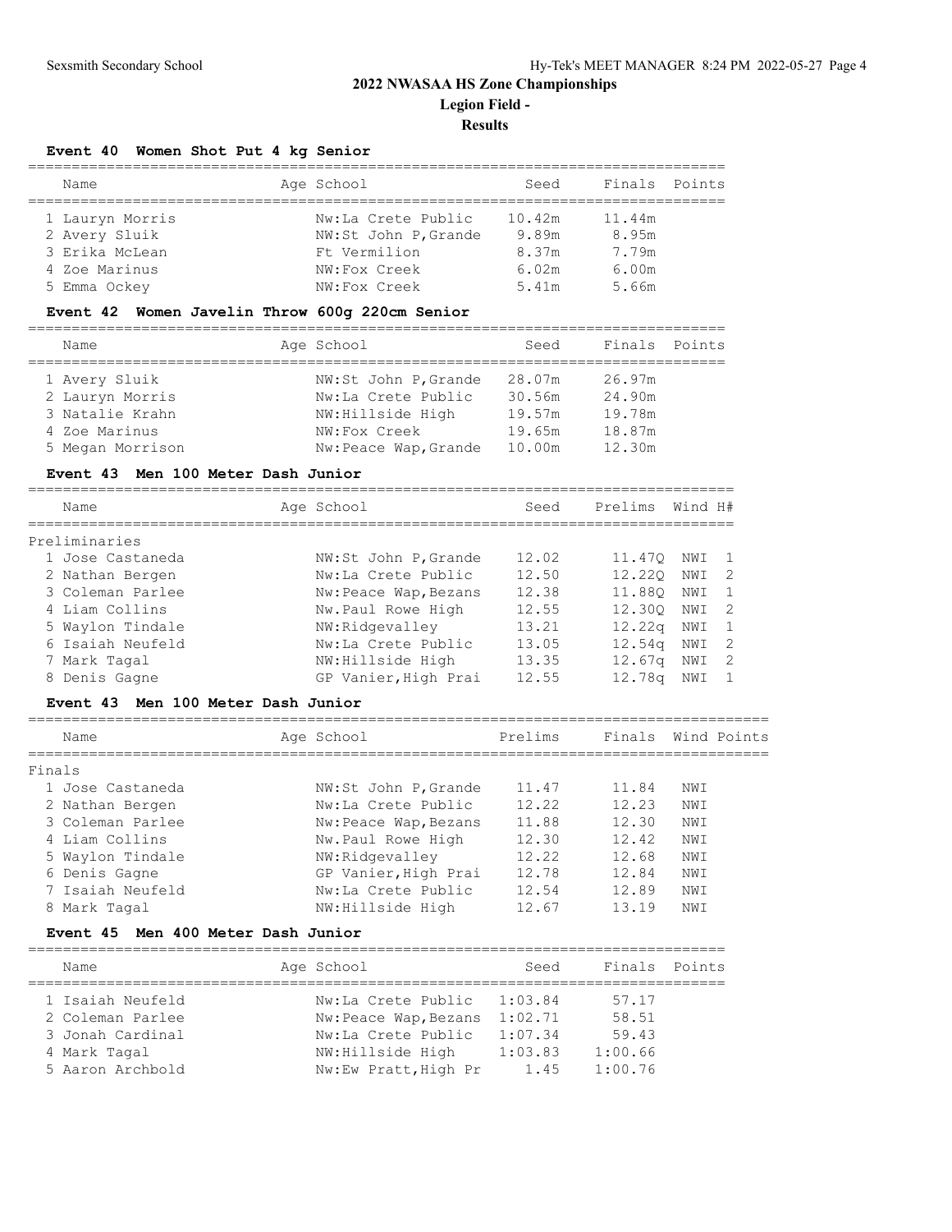# 2022 NWASAA HS Zone Championships

## Legion Field -

### Results

#### Event 40 Women Shot Put 4 kg Senior

| Name | Age | School | Seed | Finals | Points |
|---|---|---|---|---|---|
| 1 Lauryn Morris | | Nw:La Crete Public | 10.42m | 11.44m | |
| 2 Avery Sluik | | NW:St John P,Grande | 9.89m | 8.95m | |
| 3 Erika McLean | | Ft Vermilion | 8.37m | 7.79m | |
| 4 Zoe Marinus | | NW:Fox Creek | 6.02m | 6.00m | |
| 5 Emma Ockey | | NW:Fox Creek | 5.41m | 5.66m | |

#### Event 42 Women Javelin Throw 600g 220cm Senior

| Name | Age | School | Seed | Finals | Points |
|---|---|---|---|---|---|
| 1 Avery Sluik | | NW:St John P,Grande | 28.07m | 26.97m | |
| 2 Lauryn Morris | | Nw:La Crete Public | 30.56m | 24.90m | |
| 3 Natalie Krahn | | NW:Hillside High | 19.57m | 19.78m | |
| 4 Zoe Marinus | | NW:Fox Creek | 19.65m | 18.87m | |
| 5 Megan Morrison | | Nw:Peace Wap,Grande | 10.00m | 12.30m | |

#### Event 43 Men 100 Meter Dash Junior

Preliminaries

| Name | Age | School | Seed | Prelims | Wind | H# |
|---|---|---|---|---|---|---|
| 1 Jose Castaneda | | NW:St John P,Grande | 12.02 | 11.47Q | NWI | 1 |
| 2 Nathan Bergen | | Nw:La Crete Public | 12.50 | 12.22Q | NWI | 2 |
| 3 Coleman Parlee | | Nw:Peace Wap,Bezans | 12.38 | 11.88Q | NWI | 1 |
| 4 Liam Collins | | Nw.Paul Rowe High | 12.55 | 12.30Q | NWI | 2 |
| 5 Waylon Tindale | | NW:Ridgevalley | 13.21 | 12.22q | NWI | 1 |
| 6 Isaiah Neufeld | | Nw:La Crete Public | 13.05 | 12.54q | NWI | 2 |
| 7 Mark Tagal | | NW:Hillside High | 13.35 | 12.67q | NWI | 2 |
| 8 Denis Gagne | | GP Vanier,High Prai | 12.55 | 12.78q | NWI | 1 |

#### Event 43 Men 100 Meter Dash Junior

Finals

| Name | Age | School | Prelims | Finals | Wind | Points |
|---|---|---|---|---|---|---|
| 1 Jose Castaneda | | NW:St John P,Grande | 11.47 | 11.84 | NWI | |
| 2 Nathan Bergen | | Nw:La Crete Public | 12.22 | 12.23 | NWI | |
| 3 Coleman Parlee | | Nw:Peace Wap,Bezans | 11.88 | 12.30 | NWI | |
| 4 Liam Collins | | Nw.Paul Rowe High | 12.30 | 12.42 | NWI | |
| 5 Waylon Tindale | | NW:Ridgevalley | 12.22 | 12.68 | NWI | |
| 6 Denis Gagne | | GP Vanier,High Prai | 12.78 | 12.84 | NWI | |
| 7 Isaiah Neufeld | | Nw:La Crete Public | 12.54 | 12.89 | NWI | |
| 8 Mark Tagal | | NW:Hillside High | 12.67 | 13.19 | NWI | |

#### Event 45 Men 400 Meter Dash Junior

| Name | Age | School | Seed | Finals | Points |
|---|---|---|---|---|---|
| 1 Isaiah Neufeld | | Nw:La Crete Public | 1:03.84 | 57.17 | |
| 2 Coleman Parlee | | Nw:Peace Wap,Bezans | 1:02.71 | 58.51 | |
| 3 Jonah Cardinal | | Nw:La Crete Public | 1:07.34 | 59.43 | |
| 4 Mark Tagal | | NW:Hillside High | 1:03.83 | 1:00.66 | |
| 5 Aaron Archbold | | Nw:Ew Pratt,High Pr | 1.45 | 1:00.76 | |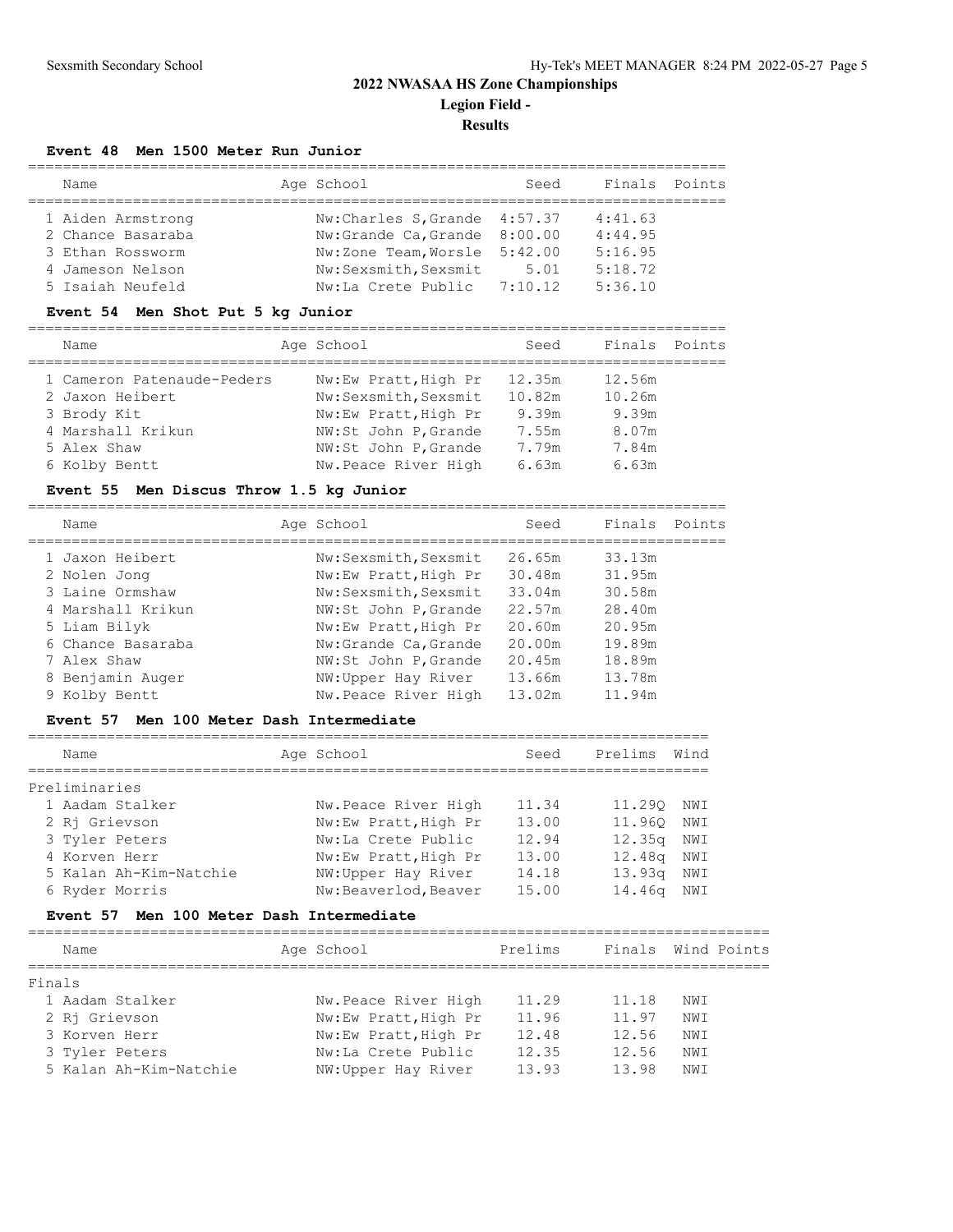# 2022 NWASAA HS Zone Championships

## Legion Field -

### Results

#### Event 48 Men 1500 Meter Run Junior

| Name | Age | School | Seed | Finals | Points |
|---|---|---|---|---|---|
| 1 Aiden Armstrong | | Nw:Charles S,Grande | 4:57.37 | 4:41.63 | |
| 2 Chance Basaraba | | Nw:Grande Ca,Grande | 8:00.00 | 4:44.95 | |
| 3 Ethan Rossworm | | Nw:Zone Team,Worsle | 5:42.00 | 5:16.95 | |
| 4 Jameson Nelson | | Nw:Sexsmith,Sexsmit | 5.01 | 5:18.72 | |
| 5 Isaiah Neufeld | | Nw:La Crete Public | 7:10.12 | 5:36.10 | |

#### Event 54 Men Shot Put 5 kg Junior

| Name | Age | School | Seed | Finals | Points |
|---|---|---|---|---|---|
| 1 Cameron Patenaude-Peders | | Nw:Ew Pratt,High Pr | 12.35m | 12.56m | |
| 2 Jaxon Heibert | | Nw:Sexsmith,Sexsmit | 10.82m | 10.26m | |
| 3 Brody Kit | | Nw:Ew Pratt,High Pr | 9.39m | 9.39m | |
| 4 Marshall Krikun | | NW:St John P,Grande | 7.55m | 8.07m | |
| 5 Alex Shaw | | NW:St John P,Grande | 7.79m | 7.84m | |
| 6 Kolby Bentt | | Nw.Peace River High | 6.63m | 6.63m | |

#### Event 55 Men Discus Throw 1.5 kg Junior

| Name | Age | School | Seed | Finals | Points |
|---|---|---|---|---|---|
| 1 Jaxon Heibert | | Nw:Sexsmith,Sexsmit | 26.65m | 33.13m | |
| 2 Nolen Jong | | Nw:Ew Pratt,High Pr | 30.48m | 31.95m | |
| 3 Laine Ormshaw | | Nw:Sexsmith,Sexsmit | 33.04m | 30.58m | |
| 4 Marshall Krikun | | NW:St John P,Grande | 22.57m | 28.40m | |
| 5 Liam Bilyk | | Nw:Ew Pratt,High Pr | 20.60m | 20.95m | |
| 6 Chance Basaraba | | Nw:Grande Ca,Grande | 20.00m | 19.89m | |
| 7 Alex Shaw | | NW:St John P,Grande | 20.45m | 18.89m | |
| 8 Benjamin Auger | | NW:Upper Hay River | 13.66m | 13.78m | |
| 9 Kolby Bentt | | Nw.Peace River High | 13.02m | 11.94m | |

#### Event 57 Men 100 Meter Dash Intermediate

| Name | Age | School | Seed | Prelims | Wind |
|---|---|---|---|---|---|
| **Preliminaries** | | | | | |
| 1 Aadam Stalker | | Nw.Peace River High | 11.34 | 11.29Q | NWI |
| 2 Rj Grievson | | Nw:Ew Pratt,High Pr | 13.00 | 11.96Q | NWI |
| 3 Tyler Peters | | Nw:La Crete Public | 12.94 | 12.35q | NWI |
| 4 Korven Herr | | Nw:Ew Pratt,High Pr | 13.00 | 12.48q | NWI |
| 5 Kalan Ah-Kim-Natchie | | NW:Upper Hay River | 14.18 | 13.93q | NWI |
| 6 Ryder Morris | | Nw:Beaverlod,Beaver | 15.00 | 14.46q | NWI |

#### Event 57 Men 100 Meter Dash Intermediate

| Name | Age | School | Prelims | Finals | Wind | Points |
|---|---|---|---|---|---|---|
| **Finals** | | | | | | |
| 1 Aadam Stalker | | Nw.Peace River High | 11.29 | 11.18 | NWI | |
| 2 Rj Grievson | | Nw:Ew Pratt,High Pr | 11.96 | 11.97 | NWI | |
| 3 Korven Herr | | Nw:Ew Pratt,High Pr | 12.48 | 12.56 | NWI | |
| 3 Tyler Peters | | Nw:La Crete Public | 12.35 | 12.56 | NWI | |
| 5 Kalan Ah-Kim-Natchie | | NW:Upper Hay River | 13.93 | 13.98 | NWI | |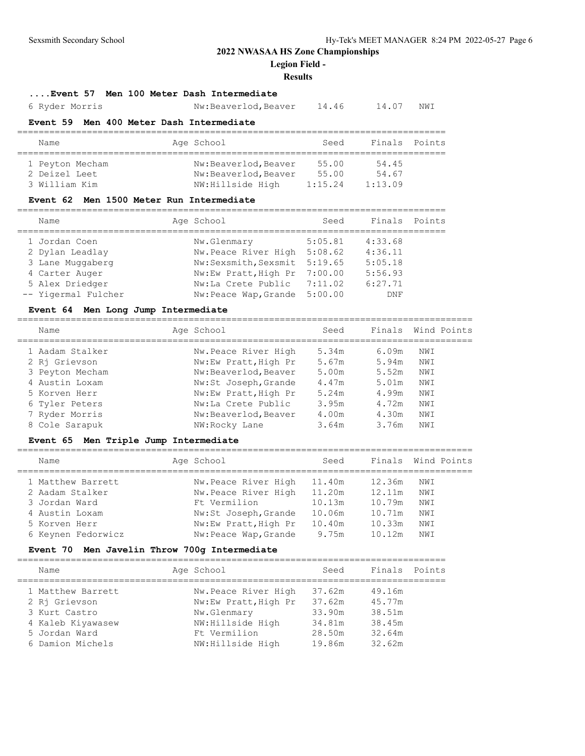# 2022 NWASAA HS Zone Championships

## Legion Field -

## Results

### ....Event 57 Men 100 Meter Dash Intermediate

| Name | Age | School | Seed | Finals | Wind | Points |
|---|---|---|---|---|---|---|
| 6 Ryder Morris | | Nw:Beaverlod,Beaver | 14.46 | 14.07 | NWI | |

### Event 59 Men 400 Meter Dash Intermediate

| Name | Age | School | Seed | Finals | Points |
|---|---|---|---|---|---|
| 1 Peyton Mecham | | Nw:Beaverlod,Beaver | 55.00 | 54.45 | |
| 2 Deizel Leet | | Nw:Beaverlod,Beaver | 55.00 | 54.67 | |
| 3 William Kim | | NW:Hillside High | 1:15.24 | 1:13.09 | |

### Event 62 Men 1500 Meter Run Intermediate

| Name | Age | School | Seed | Finals | Points |
|---|---|---|---|---|---|
| 1 Jordan Coen | | Nw.Glenmary | 5:05.81 | 4:33.68 | |
| 2 Dylan Leadlay | | Nw.Peace River High | 5:08.62 | 4:36.11 | |
| 3 Lane Muggaberg | | Nw:Sexsmith,Sexsmit | 5:19.65 | 5:05.18 | |
| 4 Carter Auger | | Nw:Ew Pratt,High Pr | 7:00.00 | 5:56.93 | |
| 5 Alex Driedger | | Nw:La Crete Public | 7:11.02 | 6:27.71 | |
| -- Yigermal Fulcher | | Nw:Peace Wap,Grande | 5:00.00 | DNF | |

### Event 64 Men Long Jump Intermediate

| Name | Age | School | Seed | Finals | Wind | Points |
|---|---|---|---|---|---|---|
| 1 Aadam Stalker | | Nw.Peace River High | 5.34m | 6.09m | NWI | |
| 2 Rj Grievson | | Nw:Ew Pratt,High Pr | 5.67m | 5.94m | NWI | |
| 3 Peyton Mecham | | Nw:Beaverlod,Beaver | 5.00m | 5.52m | NWI | |
| 4 Austin Loxam | | Nw:St Joseph,Grande | 4.47m | 5.01m | NWI | |
| 5 Korven Herr | | Nw:Ew Pratt,High Pr | 5.24m | 4.99m | NWI | |
| 6 Tyler Peters | | Nw:La Crete Public | 3.95m | 4.72m | NWI | |
| 7 Ryder Morris | | Nw:Beaverlod,Beaver | 4.00m | 4.30m | NWI | |
| 8 Cole Sarapuk | | NW:Rocky Lane | 3.64m | 3.76m | NWI | |

### Event 65 Men Triple Jump Intermediate

| Name | Age | School | Seed | Finals | Wind | Points |
|---|---|---|---|---|---|---|
| 1 Matthew Barrett | | Nw.Peace River High | 11.40m | 12.36m | NWI | |
| 2 Aadam Stalker | | Nw.Peace River High | 11.20m | 12.11m | NWI | |
| 3 Jordan Ward | | Ft Vermilion | 10.13m | 10.79m | NWI | |
| 4 Austin Loxam | | Nw:St Joseph,Grande | 10.06m | 10.71m | NWI | |
| 5 Korven Herr | | Nw:Ew Pratt,High Pr | 10.40m | 10.33m | NWI | |
| 6 Keynen Fedorwicz | | Nw:Peace Wap,Grande | 9.75m | 10.12m | NWI | |

### Event 70 Men Javelin Throw 700g Intermediate

| Name | Age | School | Seed | Finals | Points |
|---|---|---|---|---|---|
| 1 Matthew Barrett | | Nw.Peace River High | 37.62m | 49.16m | |
| 2 Rj Grievson | | Nw:Ew Pratt,High Pr | 37.62m | 45.77m | |
| 3 Kurt Castro | | Nw.Glenmary | 33.90m | 38.51m | |
| 4 Kaleb Kiyawasew | | NW:Hillside High | 34.81m | 38.45m | |
| 5 Jordan Ward | | Ft Vermilion | 28.50m | 32.64m | |
| 6 Damion Michels | | NW:Hillside High | 19.86m | 32.62m | |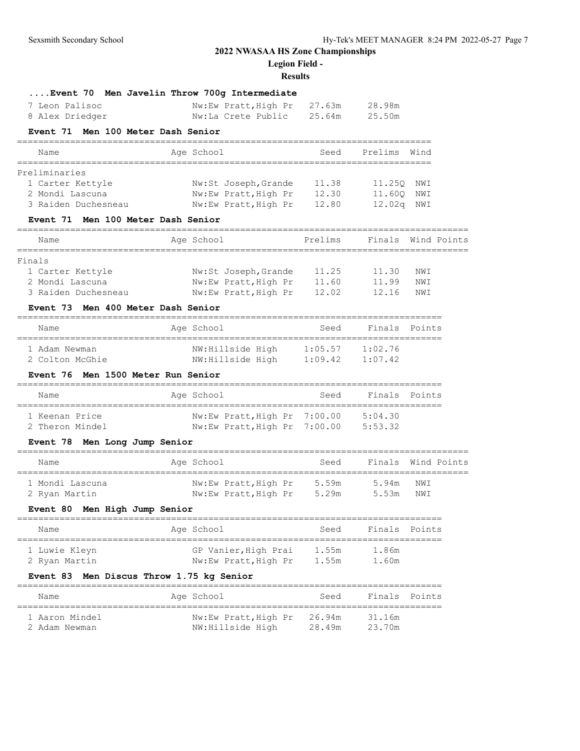# 2022 NWASAA HS Zone Championships

## Legion Field -

## Results

### ....Event 70 Men Javelin Throw 700g Intermediate

| Name | Age | School | Seed | Finals | Points |
|---|---|---|---|---|---|
| 7 Leon Palisoc | | Nw:Ew Pratt,High Pr | 27.63m | 28.98m | |
| 8 Alex Driedger | | Nw:La Crete Public | 25.64m | 25.50m | |

### Event 71 Men 100 Meter Dash Senior

| Name | Age | School | Seed | Prelims | Wind |
|---|---|---|---|---|---|
| **Preliminaries** | | | | | |
| 1 Carter Kettyle | | Nw:St Joseph,Grande | 11.38 | 11.25Q | NWI |
| 2 Mondi Lascuna | | Nw:Ew Pratt,High Pr | 12.30 | 11.60Q | NWI |
| 3 Raiden Duchesneau | | Nw:Ew Pratt,High Pr | 12.80 | 12.02q | NWI |

### Event 71 Men 100 Meter Dash Senior

| Name | Age | School | Prelims | Finals | Wind | Points |
|---|---|---|---|---|---|---|
| **Finals** | | | | | | |
| 1 Carter Kettyle | | Nw:St Joseph,Grande | 11.25 | 11.30 | NWI | |
| 2 Mondi Lascuna | | Nw:Ew Pratt,High Pr | 11.60 | 11.99 | NWI | |
| 3 Raiden Duchesneau | | Nw:Ew Pratt,High Pr | 12.02 | 12.16 | NWI | |

### Event 73 Men 400 Meter Dash Senior

| Name | Age | School | Seed | Finals | Points |
|---|---|---|---|---|---|
| 1 Adam Newman | | NW:Hillside High | 1:05.57 | 1:02.76 | |
| 2 Colton McGhie | | NW:Hillside High | 1:09.42 | 1:07.42 | |

### Event 76 Men 1500 Meter Run Senior

| Name | Age | School | Seed | Finals | Points |
|---|---|---|---|---|---|
| 1 Keenan Price | | Nw:Ew Pratt,High Pr | 7:00.00 | 5:04.30 | |
| 2 Theron Mindel | | Nw:Ew Pratt,High Pr | 7:00.00 | 5:53.32 | |

### Event 78 Men Long Jump Senior

| Name | Age | School | Seed | Finals | Wind | Points |
|---|---|---|---|---|---|---|
| 1 Mondi Lascuna | | Nw:Ew Pratt,High Pr | 5.59m | 5.94m | NWI | |
| 2 Ryan Martin | | Nw:Ew Pratt,High Pr | 5.29m | 5.53m | NWI | |

### Event 80 Men High Jump Senior

| Name | Age | School | Seed | Finals | Points |
|---|---|---|---|---|---|
| 1 Luwie Kleyn | | GP Vanier,High Prai | 1.55m | 1.86m | |
| 2 Ryan Martin | | Nw:Ew Pratt,High Pr | 1.55m | 1.60m | |

### Event 83 Men Discus Throw 1.75 kg Senior

| Name | Age | School | Seed | Finals | Points |
|---|---|---|---|---|---|
| 1 Aaron Mindel | | Nw:Ew Pratt,High Pr | 26.94m | 31.16m | |
| 2 Adam Newman | | NW:Hillside High | 28.49m | 23.70m | |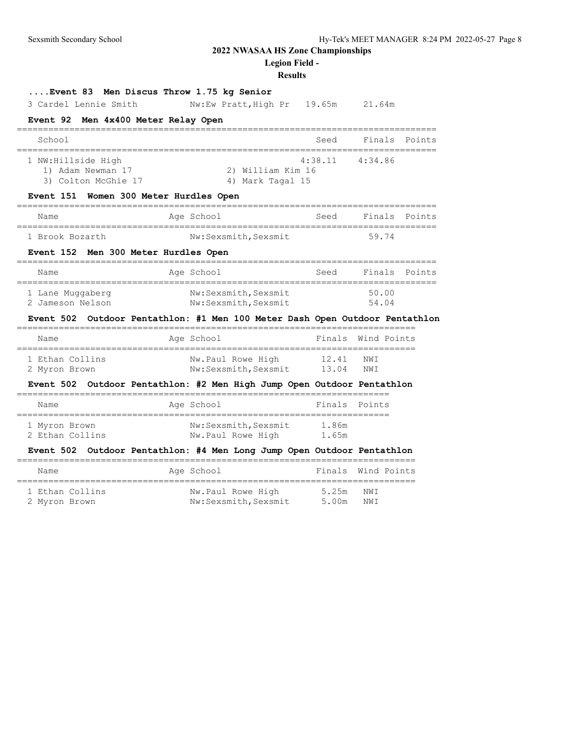## 2022 NWASAA HS Zone Championships

**Legion Field -**

**Results**

### ....Event 83 Men Discus Throw 1.75 kg Senior

| | | | | |
|---|---|---|---|---|
| 3 Cardel Lennie Smith | | Nw:Ew Pratt,High Pr | 19.65m | 21.64m |

### Event 92 Men 4x400 Meter Relay Open

| School | Seed | Finals | Points |
|---|---|---|---|
| 1 NW:Hillside High | 4:38.11 | 4:34.86 | |
| 1) Adam Newman 17 | 2) William Kim 16 | | |
| 3) Colton McGhie 17 | 4) Mark Tagal 15 | | |

### Event 151 Women 300 Meter Hurdles Open

| Name | Age | School | Seed | Finals | Points |
|---|---|---|---|---|---|
| 1 Brook Bozarth | | Nw:Sexsmith,Sexsmit | | 59.74 | |

### Event 152 Men 300 Meter Hurdles Open

| Name | Age | School | Seed | Finals | Points |
|---|---|---|---|---|---|
| 1 Lane Muggaberg | | Nw:Sexsmith,Sexsmit | | 50.00 | |
| 2 Jameson Nelson | | Nw:Sexsmith,Sexsmit | | 54.04 | |

### Event 502 Outdoor Pentathlon: #1 Men 100 Meter Dash Open Outdoor Pentathlon

| Name | Age | School | Finals | Wind | Points |
|---|---|---|---|---|---|
| 1 Ethan Collins | | Nw.Paul Rowe High | 12.41 | NWI | |
| 2 Myron Brown | | Nw:Sexsmith,Sexsmit | 13.04 | NWI | |

### Event 502 Outdoor Pentathlon: #2 Men High Jump Open Outdoor Pentathlon

| Name | Age | School | Finals | Points |
|---|---|---|---|---|
| 1 Myron Brown | | Nw:Sexsmith,Sexsmit | 1.86m | |
| 2 Ethan Collins | | Nw.Paul Rowe High | 1.65m | |

### Event 502 Outdoor Pentathlon: #4 Men Long Jump Open Outdoor Pentathlon

| Name | Age | School | Finals | Wind | Points |
|---|---|---|---|---|---|
| 1 Ethan Collins | | Nw.Paul Rowe High | 5.25m | NWI | |
| 2 Myron Brown | | Nw:Sexsmith,Sexsmit | 5.00m | NWI | |